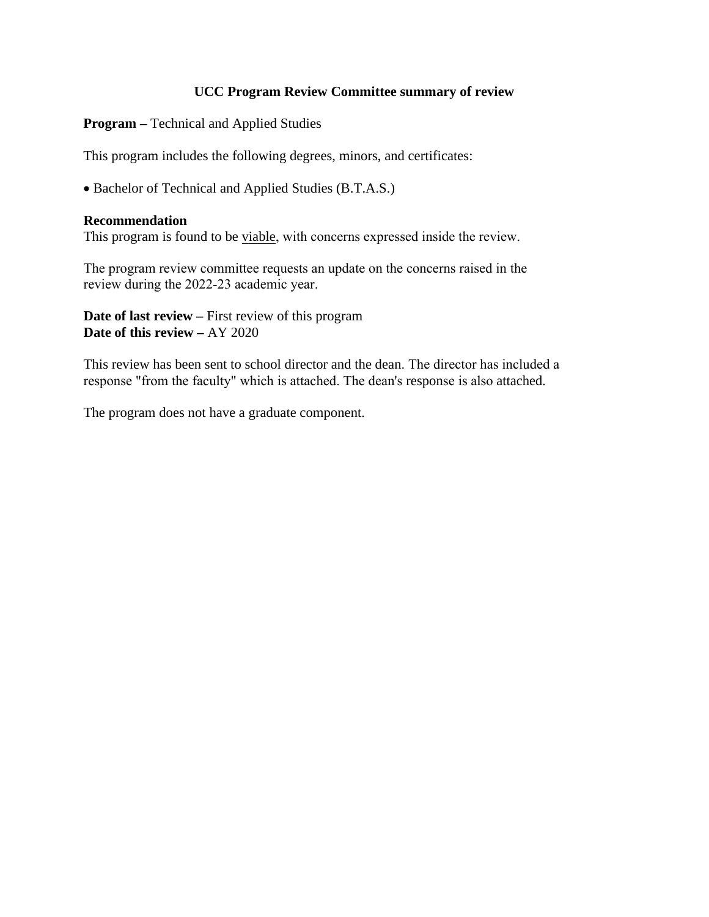# UCC Program Review Committee summary of review

**Program –** Technical and Applied Studies

This program includes the following degrees, minors, and certificates:

- Bachelor of Technical and Applied Studies (B.T.A.S.)

**Recommendation**
This program is found to be viable, with concerns expressed inside the review.

The program review committee requests an update on the concerns raised in the review during the 2022-23 academic year.

**Date of last review –** First review of this program
**Date of this review –** AY 2020

This review has been sent to school director and the dean. The director has included a response "from the faculty" which is attached. The dean's response is also attached.

The program does not have a graduate component.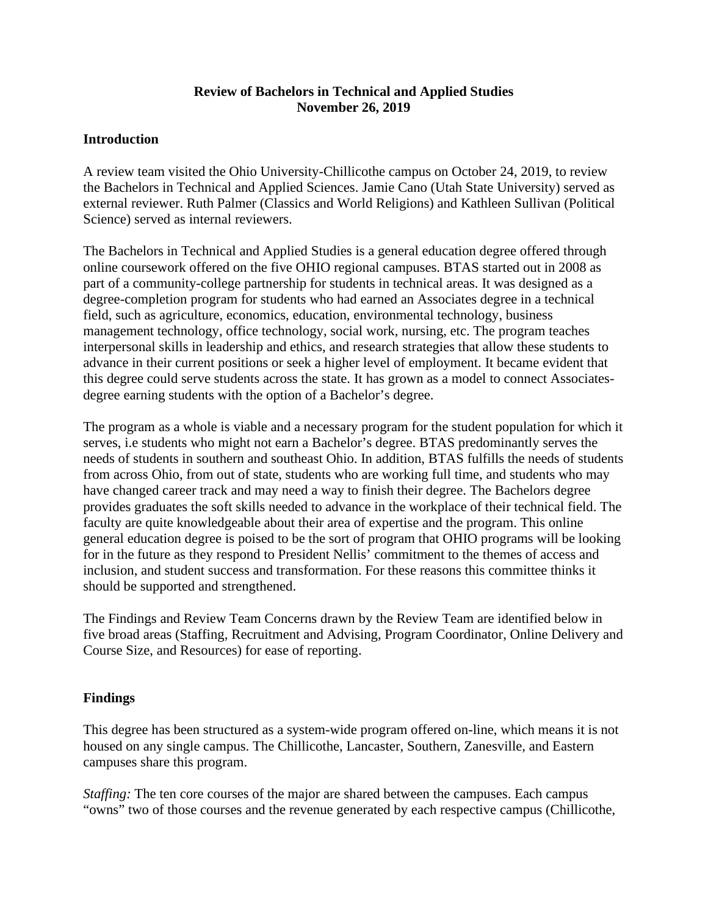**Review of Bachelors in Technical and Applied Studies**
**November 26, 2019**

## Introduction

A review team visited the Ohio University-Chillicothe campus on October 24, 2019, to review the Bachelors in Technical and Applied Sciences. Jamie Cano (Utah State University) served as external reviewer. Ruth Palmer (Classics and World Religions) and Kathleen Sullivan (Political Science) served as internal reviewers.

The Bachelors in Technical and Applied Studies is a general education degree offered through online coursework offered on the five OHIO regional campuses. BTAS started out in 2008 as part of a community-college partnership for students in technical areas. It was designed as a degree-completion program for students who had earned an Associates degree in a technical field, such as agriculture, economics, education, environmental technology, business management technology, office technology, social work, nursing, etc. The program teaches interpersonal skills in leadership and ethics, and research strategies that allow these students to advance in their current positions or seek a higher level of employment. It became evident that this degree could serve students across the state. It has grown as a model to connect Associates-degree earning students with the option of a Bachelor's degree.

The program as a whole is viable and a necessary program for the student population for which it serves, i.e students who might not earn a Bachelor's degree. BTAS predominantly serves the needs of students in southern and southeast Ohio. In addition, BTAS fulfills the needs of students from across Ohio, from out of state, students who are working full time, and students who may have changed career track and may need a way to finish their degree. The Bachelors degree provides graduates the soft skills needed to advance in the workplace of their technical field. The faculty are quite knowledgeable about their area of expertise and the program. This online general education degree is poised to be the sort of program that OHIO programs will be looking for in the future as they respond to President Nellis' commitment to the themes of access and inclusion, and student success and transformation. For these reasons this committee thinks it should be supported and strengthened.

The Findings and Review Team Concerns drawn by the Review Team are identified below in five broad areas (Staffing, Recruitment and Advising, Program Coordinator, Online Delivery and Course Size, and Resources) for ease of reporting.

## Findings

This degree has been structured as a system-wide program offered on-line, which means it is not housed on any single campus. The Chillicothe, Lancaster, Southern, Zanesville, and Eastern campuses share this program.

*Staffing:* The ten core courses of the major are shared between the campuses. Each campus "owns" two of those courses and the revenue generated by each respective campus (Chillicothe,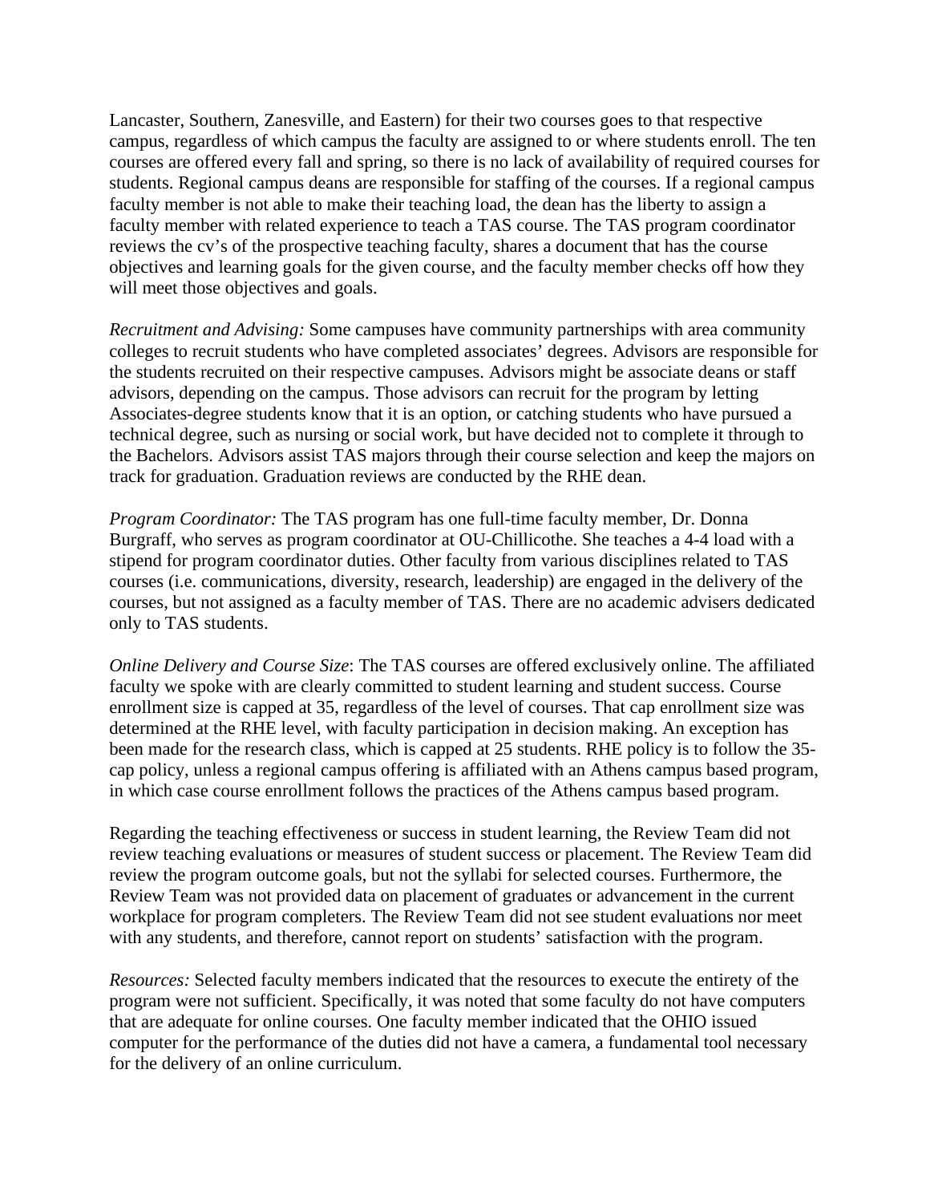Lancaster, Southern, Zanesville, and Eastern) for their two courses goes to that respective campus, regardless of which campus the faculty are assigned to or where students enroll. The ten courses are offered every fall and spring, so there is no lack of availability of required courses for students. Regional campus deans are responsible for staffing of the courses. If a regional campus faculty member is not able to make their teaching load, the dean has the liberty to assign a faculty member with related experience to teach a TAS course. The TAS program coordinator reviews the cv's of the prospective teaching faculty, shares a document that has the course objectives and learning goals for the given course, and the faculty member checks off how they will meet those objectives and goals.

*Recruitment and Advising:* Some campuses have community partnerships with area community colleges to recruit students who have completed associates' degrees. Advisors are responsible for the students recruited on their respective campuses. Advisors might be associate deans or staff advisors, depending on the campus. Those advisors can recruit for the program by letting Associates-degree students know that it is an option, or catching students who have pursued a technical degree, such as nursing or social work, but have decided not to complete it through to the Bachelors. Advisors assist TAS majors through their course selection and keep the majors on track for graduation. Graduation reviews are conducted by the RHE dean.

*Program Coordinator:* The TAS program has one full-time faculty member, Dr. Donna Burgraff, who serves as program coordinator at OU-Chillicothe. She teaches a 4-4 load with a stipend for program coordinator duties. Other faculty from various disciplines related to TAS courses (i.e. communications, diversity, research, leadership) are engaged in the delivery of the courses, but not assigned as a faculty member of TAS. There are no academic advisers dedicated only to TAS students.

*Online Delivery and Course Size*: The TAS courses are offered exclusively online. The affiliated faculty we spoke with are clearly committed to student learning and student success. Course enrollment size is capped at 35, regardless of the level of courses. That cap enrollment size was determined at the RHE level, with faculty participation in decision making. An exception has been made for the research class, which is capped at 25 students. RHE policy is to follow the 35-cap policy, unless a regional campus offering is affiliated with an Athens campus based program, in which case course enrollment follows the practices of the Athens campus based program.

Regarding the teaching effectiveness or success in student learning, the Review Team did not review teaching evaluations or measures of student success or placement. The Review Team did review the program outcome goals, but not the syllabi for selected courses. Furthermore, the Review Team was not provided data on placement of graduates or advancement in the current workplace for program completers. The Review Team did not see student evaluations nor meet with any students, and therefore, cannot report on students' satisfaction with the program.

*Resources:* Selected faculty members indicated that the resources to execute the entirety of the program were not sufficient. Specifically, it was noted that some faculty do not have computers that are adequate for online courses. One faculty member indicated that the OHIO issued computer for the performance of the duties did not have a camera, a fundamental tool necessary for the delivery of an online curriculum.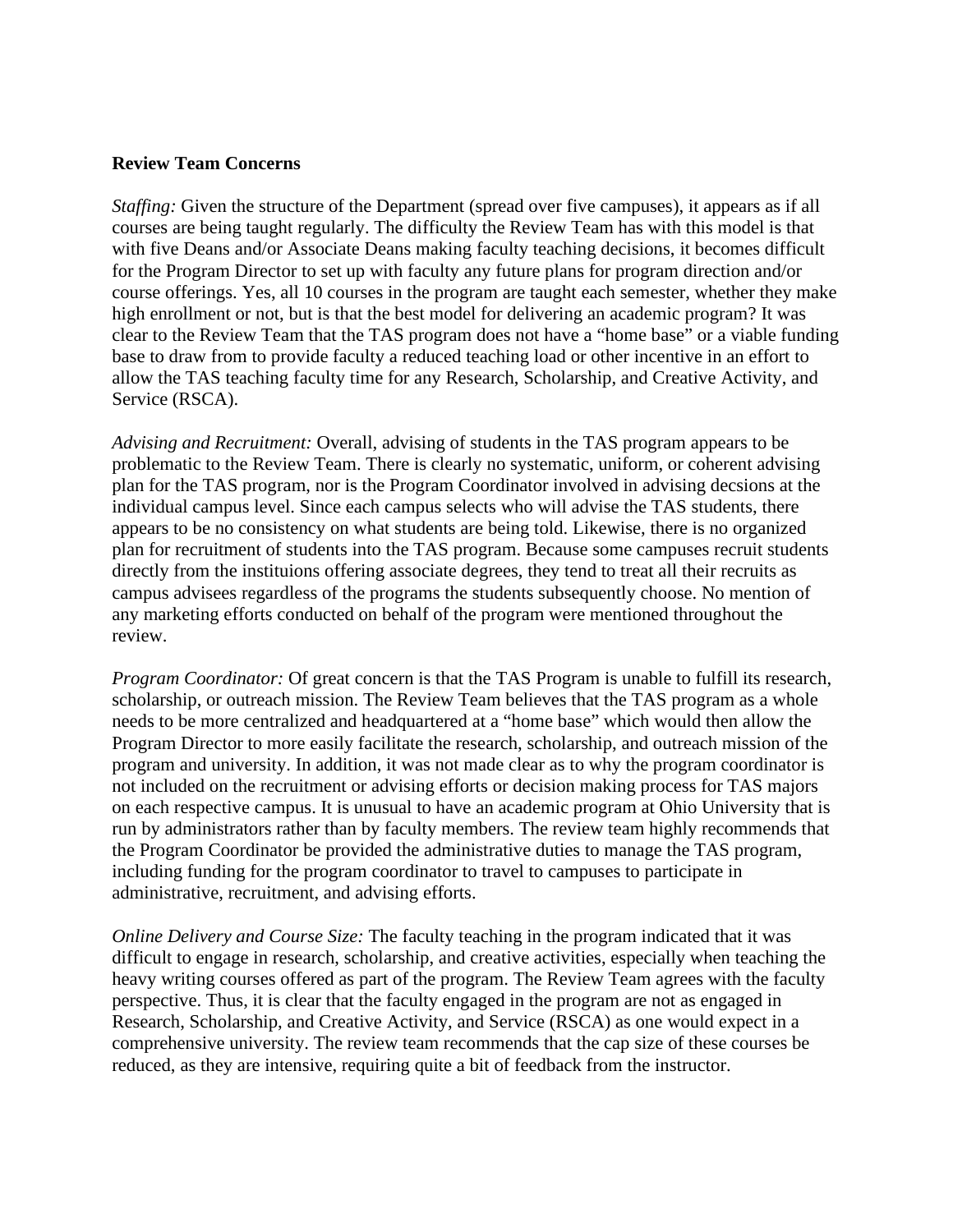**Review Team Concerns**

*Staffing:* Given the structure of the Department (spread over five campuses), it appears as if all courses are being taught regularly. The difficulty the Review Team has with this model is that with five Deans and/or Associate Deans making faculty teaching decisions, it becomes difficult for the Program Director to set up with faculty any future plans for program direction and/or course offerings. Yes, all 10 courses in the program are taught each semester, whether they make high enrollment or not, but is that the best model for delivering an academic program? It was clear to the Review Team that the TAS program does not have a "home base" or a viable funding base to draw from to provide faculty a reduced teaching load or other incentive in an effort to allow the TAS teaching faculty time for any Research, Scholarship, and Creative Activity, and Service (RSCA).

*Advising and Recruitment:* Overall, advising of students in the TAS program appears to be problematic to the Review Team. There is clearly no systematic, uniform, or coherent advising plan for the TAS program, nor is the Program Coordinator involved in advising decsions at the individual campus level. Since each campus selects who will advise the TAS students, there appears to be no consistency on what students are being told. Likewise, there is no organized plan for recruitment of students into the TAS program. Because some campuses recruit students directly from the instituions offering associate degrees, they tend to treat all their recruits as campus advisees regardless of the programs the students subsequently choose. No mention of any marketing efforts conducted on behalf of the program were mentioned throughout the review.

*Program Coordinator:* Of great concern is that the TAS Program is unable to fulfill its research, scholarship, or outreach mission. The Review Team believes that the TAS program as a whole needs to be more centralized and headquartered at a "home base" which would then allow the Program Director to more easily facilitate the research, scholarship, and outreach mission of the program and university. In addition, it was not made clear as to why the program coordinator is not included on the recruitment or advising efforts or decision making process for TAS majors on each respective campus. It is unusual to have an academic program at Ohio University that is run by administrators rather than by faculty members. The review team highly recommends that the Program Coordinator be provided the administrative duties to manage the TAS program, including funding for the program coordinator to travel to campuses to participate in administrative, recruitment, and advising efforts.

*Online Delivery and Course Size:* The faculty teaching in the program indicated that it was difficult to engage in research, scholarship, and creative activities, especially when teaching the heavy writing courses offered as part of the program. The Review Team agrees with the faculty perspective. Thus, it is clear that the faculty engaged in the program are not as engaged in Research, Scholarship, and Creative Activity, and Service (RSCA) as one would expect in a comprehensive university. The review team recommends that the cap size of these courses be reduced, as they are intensive, requiring quite a bit of feedback from the instructor.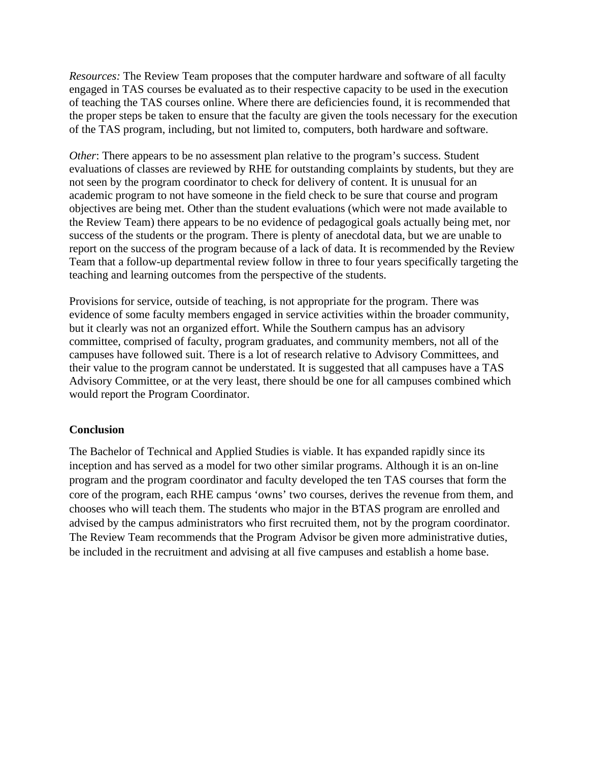*Resources:* The Review Team proposes that the computer hardware and software of all faculty engaged in TAS courses be evaluated as to their respective capacity to be used in the execution of teaching the TAS courses online. Where there are deficiencies found, it is recommended that the proper steps be taken to ensure that the faculty are given the tools necessary for the execution of the TAS program, including, but not limited to, computers, both hardware and software.

*Other*: There appears to be no assessment plan relative to the program's success. Student evaluations of classes are reviewed by RHE for outstanding complaints by students, but they are not seen by the program coordinator to check for delivery of content. It is unusual for an academic program to not have someone in the field check to be sure that course and program objectives are being met. Other than the student evaluations (which were not made available to the Review Team) there appears to be no evidence of pedagogical goals actually being met, nor success of the students or the program. There is plenty of anecdotal data, but we are unable to report on the success of the program because of a lack of data. It is recommended by the Review Team that a follow-up departmental review follow in three to four years specifically targeting the teaching and learning outcomes from the perspective of the students.

Provisions for service, outside of teaching, is not appropriate for the program. There was evidence of some faculty members engaged in service activities within the broader community, but it clearly was not an organized effort. While the Southern campus has an advisory committee, comprised of faculty, program graduates, and community members, not all of the campuses have followed suit. There is a lot of research relative to Advisory Committees, and their value to the program cannot be understated. It is suggested that all campuses have a TAS Advisory Committee, or at the very least, there should be one for all campuses combined which would report the Program Coordinator.

**Conclusion**

The Bachelor of Technical and Applied Studies is viable. It has expanded rapidly since its inception and has served as a model for two other similar programs. Although it is an on-line program and the program coordinator and faculty developed the ten TAS courses that form the core of the program, each RHE campus 'owns' two courses, derives the revenue from them, and chooses who will teach them. The students who major in the BTAS program are enrolled and advised by the campus administrators who first recruited them, not by the program coordinator. The Review Team recommends that the Program Advisor be given more administrative duties, be included in the recruitment and advising at all five campuses and establish a home base.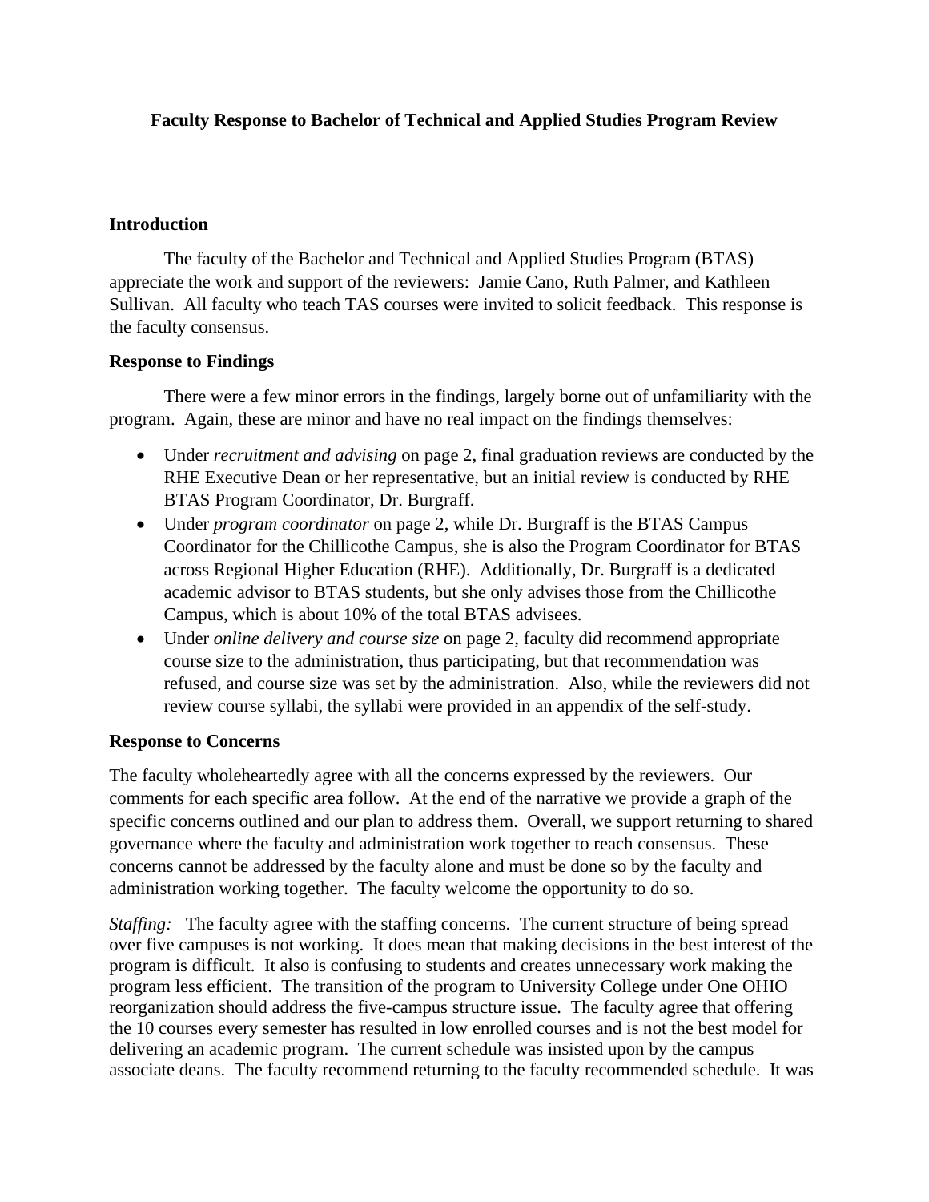**Faculty Response to Bachelor of Technical and Applied Studies Program Review**

**Introduction**

The faculty of the Bachelor and Technical and Applied Studies Program (BTAS) appreciate the work and support of the reviewers: Jamie Cano, Ruth Palmer, and Kathleen Sullivan. All faculty who teach TAS courses were invited to solicit feedback. This response is the faculty consensus.

**Response to Findings**

There were a few minor errors in the findings, largely borne out of unfamiliarity with the program. Again, these are minor and have no real impact on the findings themselves:

- Under *recruitment and advising* on page 2, final graduation reviews are conducted by the RHE Executive Dean or her representative, but an initial review is conducted by RHE BTAS Program Coordinator, Dr. Burgraff.
- Under *program coordinator* on page 2, while Dr. Burgraff is the BTAS Campus Coordinator for the Chillicothe Campus, she is also the Program Coordinator for BTAS across Regional Higher Education (RHE). Additionally, Dr. Burgraff is a dedicated academic advisor to BTAS students, but she only advises those from the Chillicothe Campus, which is about 10% of the total BTAS advisees.
- Under *online delivery and course size* on page 2, faculty did recommend appropriate course size to the administration, thus participating, but that recommendation was refused, and course size was set by the administration. Also, while the reviewers did not review course syllabi, the syllabi were provided in an appendix of the self-study.

**Response to Concerns**

The faculty wholeheartedly agree with all the concerns expressed by the reviewers. Our comments for each specific area follow. At the end of the narrative we provide a graph of the specific concerns outlined and our plan to address them. Overall, we support returning to shared governance where the faculty and administration work together to reach consensus. These concerns cannot be addressed by the faculty alone and must be done so by the faculty and administration working together. The faculty welcome the opportunity to do so.

*Staffing:* The faculty agree with the staffing concerns. The current structure of being spread over five campuses is not working. It does mean that making decisions in the best interest of the program is difficult. It also is confusing to students and creates unnecessary work making the program less efficient. The transition of the program to University College under One OHIO reorganization should address the five-campus structure issue. The faculty agree that offering the 10 courses every semester has resulted in low enrolled courses and is not the best model for delivering an academic program. The current schedule was insisted upon by the campus associate deans. The faculty recommend returning to the faculty recommended schedule. It was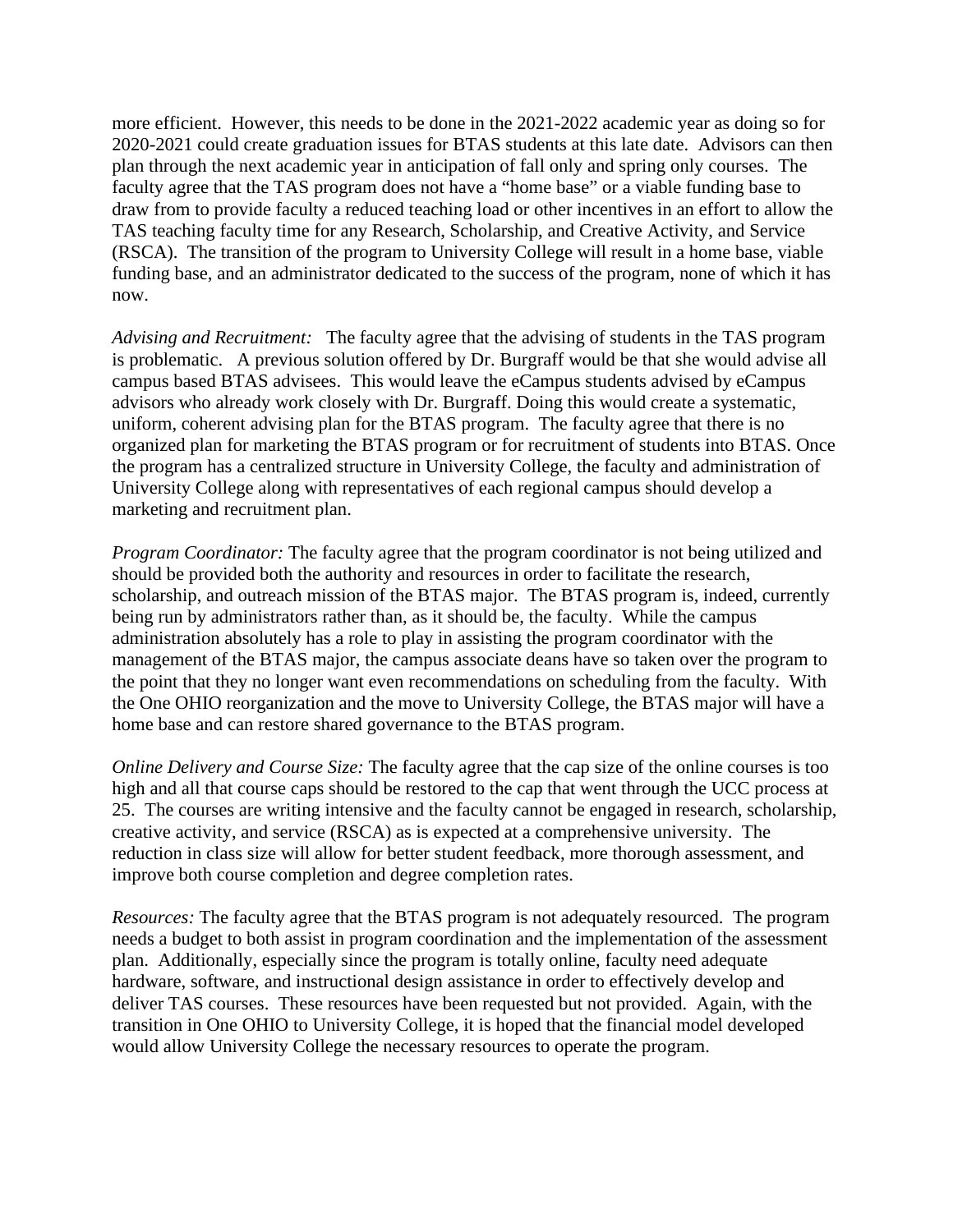more efficient. However, this needs to be done in the 2021-2022 academic year as doing so for 2020-2021 could create graduation issues for BTAS students at this late date. Advisors can then plan through the next academic year in anticipation of fall only and spring only courses. The faculty agree that the TAS program does not have a "home base" or a viable funding base to draw from to provide faculty a reduced teaching load or other incentives in an effort to allow the TAS teaching faculty time for any Research, Scholarship, and Creative Activity, and Service (RSCA). The transition of the program to University College will result in a home base, viable funding base, and an administrator dedicated to the success of the program, none of which it has now.

*Advising and Recruitment:* The faculty agree that the advising of students in the TAS program is problematic. A previous solution offered by Dr. Burgraff would be that she would advise all campus based BTAS advisees. This would leave the eCampus students advised by eCampus advisors who already work closely with Dr. Burgraff. Doing this would create a systematic, uniform, coherent advising plan for the BTAS program. The faculty agree that there is no organized plan for marketing the BTAS program or for recruitment of students into BTAS. Once the program has a centralized structure in University College, the faculty and administration of University College along with representatives of each regional campus should develop a marketing and recruitment plan.

*Program Coordinator:* The faculty agree that the program coordinator is not being utilized and should be provided both the authority and resources in order to facilitate the research, scholarship, and outreach mission of the BTAS major. The BTAS program is, indeed, currently being run by administrators rather than, as it should be, the faculty. While the campus administration absolutely has a role to play in assisting the program coordinator with the management of the BTAS major, the campus associate deans have so taken over the program to the point that they no longer want even recommendations on scheduling from the faculty. With the One OHIO reorganization and the move to University College, the BTAS major will have a home base and can restore shared governance to the BTAS program.

*Online Delivery and Course Size:* The faculty agree that the cap size of the online courses is too high and all that course caps should be restored to the cap that went through the UCC process at 25. The courses are writing intensive and the faculty cannot be engaged in research, scholarship, creative activity, and service (RSCA) as is expected at a comprehensive university. The reduction in class size will allow for better student feedback, more thorough assessment, and improve both course completion and degree completion rates.

*Resources:* The faculty agree that the BTAS program is not adequately resourced. The program needs a budget to both assist in program coordination and the implementation of the assessment plan. Additionally, especially since the program is totally online, faculty need adequate hardware, software, and instructional design assistance in order to effectively develop and deliver TAS courses. These resources have been requested but not provided. Again, with the transition in One OHIO to University College, it is hoped that the financial model developed would allow University College the necessary resources to operate the program.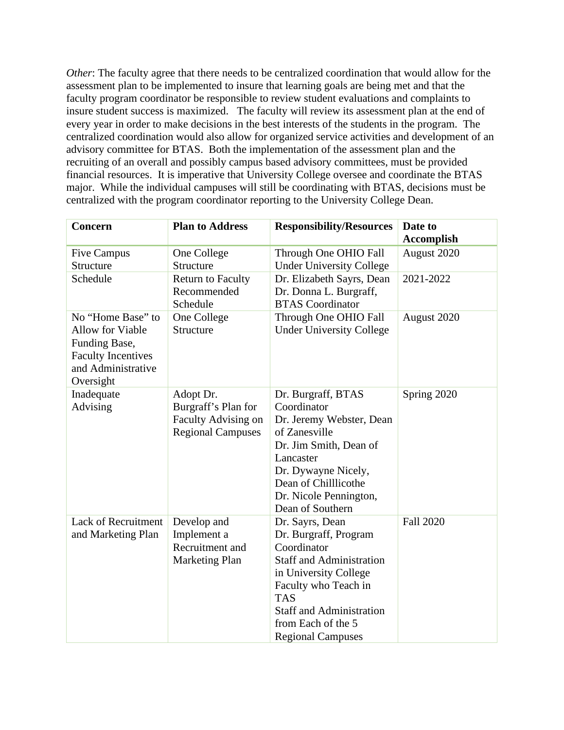*Other*: The faculty agree that there needs to be centralized coordination that would allow for the assessment plan to be implemented to insure that learning goals are being met and that the faculty program coordinator be responsible to review student evaluations and complaints to insure student success is maximized.   The faculty will review its assessment plan at the end of every year in order to make decisions in the best interests of the students in the program.  The centralized coordination would also allow for organized service activities and development of an advisory committee for BTAS.  Both the implementation of the assessment plan and the recruiting of an overall and possibly campus based advisory committees, must be provided financial resources.  It is imperative that University College oversee and coordinate the BTAS major.  While the individual campuses will still be coordinating with BTAS, decisions must be centralized with the program coordinator reporting to the University College Dean.

| **Concern** | **Plan to Address** | **Responsibility/Resources** | **Date to Accomplish** |
|---|---|---|---|
| Five Campus Structure | One College Structure | Through One OHIO Fall Under University College | August 2020 |
| Schedule | Return to Faculty Recommended Schedule | Dr. Elizabeth Sayrs, Dean<br>Dr. Donna L. Burgraff, BTAS Coordinator | 2021-2022 |
| No "Home Base" to Allow for Viable Funding Base, Faculty Incentives and Administrative Oversight | One College Structure | Through One OHIO Fall Under University College | August 2020 |
| Inadequate Advising | Adopt Dr. Burgraff's Plan for Faculty Advising on Regional Campuses | Dr. Burgraff, BTAS Coordinator<br>Dr. Jeremy Webster, Dean of Zanesville<br>Dr. Jim Smith, Dean of Lancaster<br>Dr. Dywayne Nicely, Dean of Chilllicothe<br>Dr. Nicole Pennington, Dean of Southern | Spring 2020 |
| Lack of Recruitment and Marketing Plan | Develop and Implement a Recruitment and Marketing Plan | Dr. Sayrs, Dean<br>Dr. Burgraff, Program Coordinator<br>Staff and Administration in University College<br>Faculty who Teach in TAS<br>Staff and Administration from Each of the 5 Regional Campuses | Fall 2020 |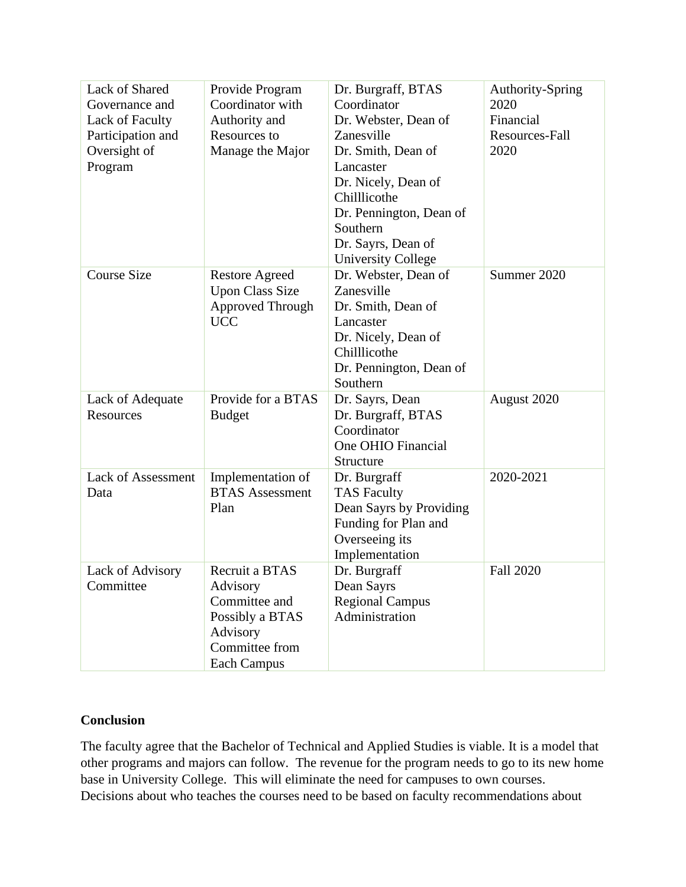| Lack of Shared Governance and Lack of Faculty Participation and Oversight of Program | Provide Program Coordinator with Authority and Resources to Manage the Major | Dr. Burgraff, BTAS Coordinator<br>Dr. Webster, Dean of Zanesville<br>Dr. Smith, Dean of Lancaster<br>Dr. Nicely, Dean of Chilllicothe<br>Dr. Pennington, Dean of Southern<br>Dr. Sayrs, Dean of University College | Authority-Spring 2020<br>Financial Resources-Fall 2020 |
|---|---|---|---|
| Course Size | Restore Agreed Upon Class Size Approved Through UCC | Dr. Webster, Dean of Zanesville<br>Dr. Smith, Dean of Lancaster<br>Dr. Nicely, Dean of Chilllicothe<br>Dr. Pennington, Dean of Southern | Summer 2020 |
| Lack of Adequate Resources | Provide for a BTAS Budget | Dr. Sayrs, Dean<br>Dr. Burgraff, BTAS Coordinator<br>One OHIO Financial Structure | August 2020 |
| Lack of Assessment Data | Implementation of BTAS Assessment Plan | Dr. Burgraff<br>TAS Faculty<br>Dean Sayrs by Providing Funding for Plan and Overseeing its Implementation | 2020-2021 |
| Lack of Advisory Committee | Recruit a BTAS Advisory Committee and Possibly a BTAS Advisory Committee from Each Campus | Dr. Burgraff<br>Dean Sayrs<br>Regional Campus Administration | Fall 2020 |

**Conclusion**

The faculty agree that the Bachelor of Technical and Applied Studies is viable. It is a model that other programs and majors can follow. The revenue for the program needs to go to its new home base in University College. This will eliminate the need for campuses to own courses. Decisions about who teaches the courses need to be based on faculty recommendations about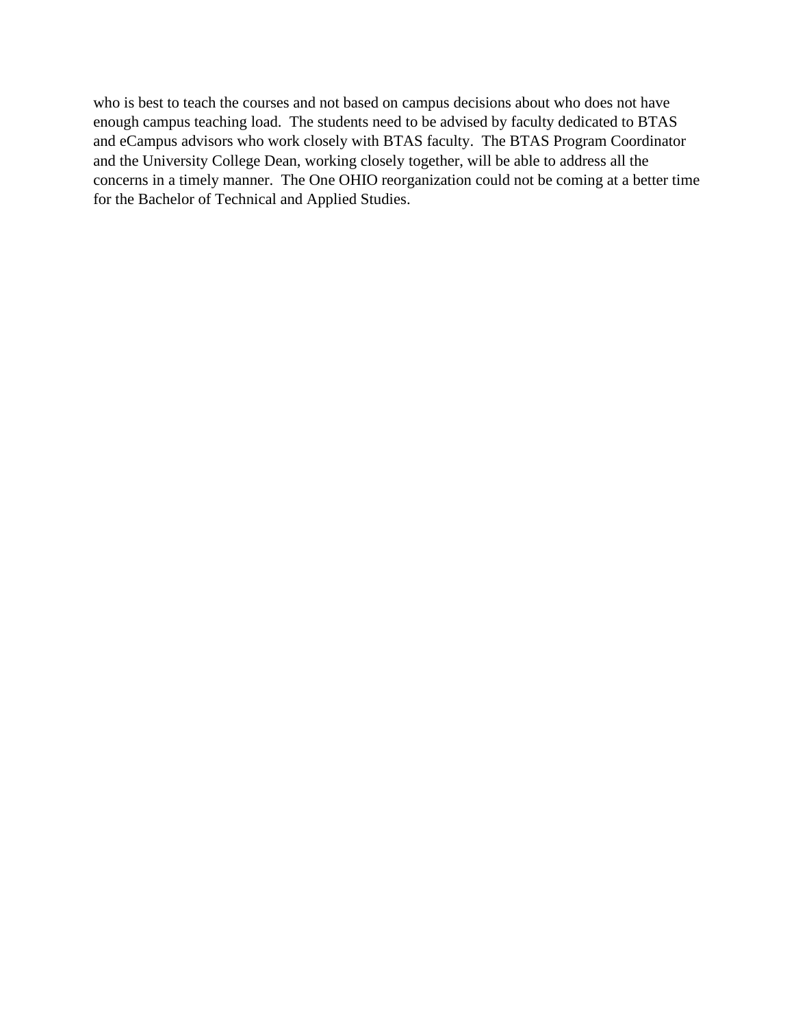who is best to teach the courses and not based on campus decisions about who does not have enough campus teaching load. The students need to be advised by faculty dedicated to BTAS and eCampus advisors who work closely with BTAS faculty. The BTAS Program Coordinator and the University College Dean, working closely together, will be able to address all the concerns in a timely manner. The One OHIO reorganization could not be coming at a better time for the Bachelor of Technical and Applied Studies.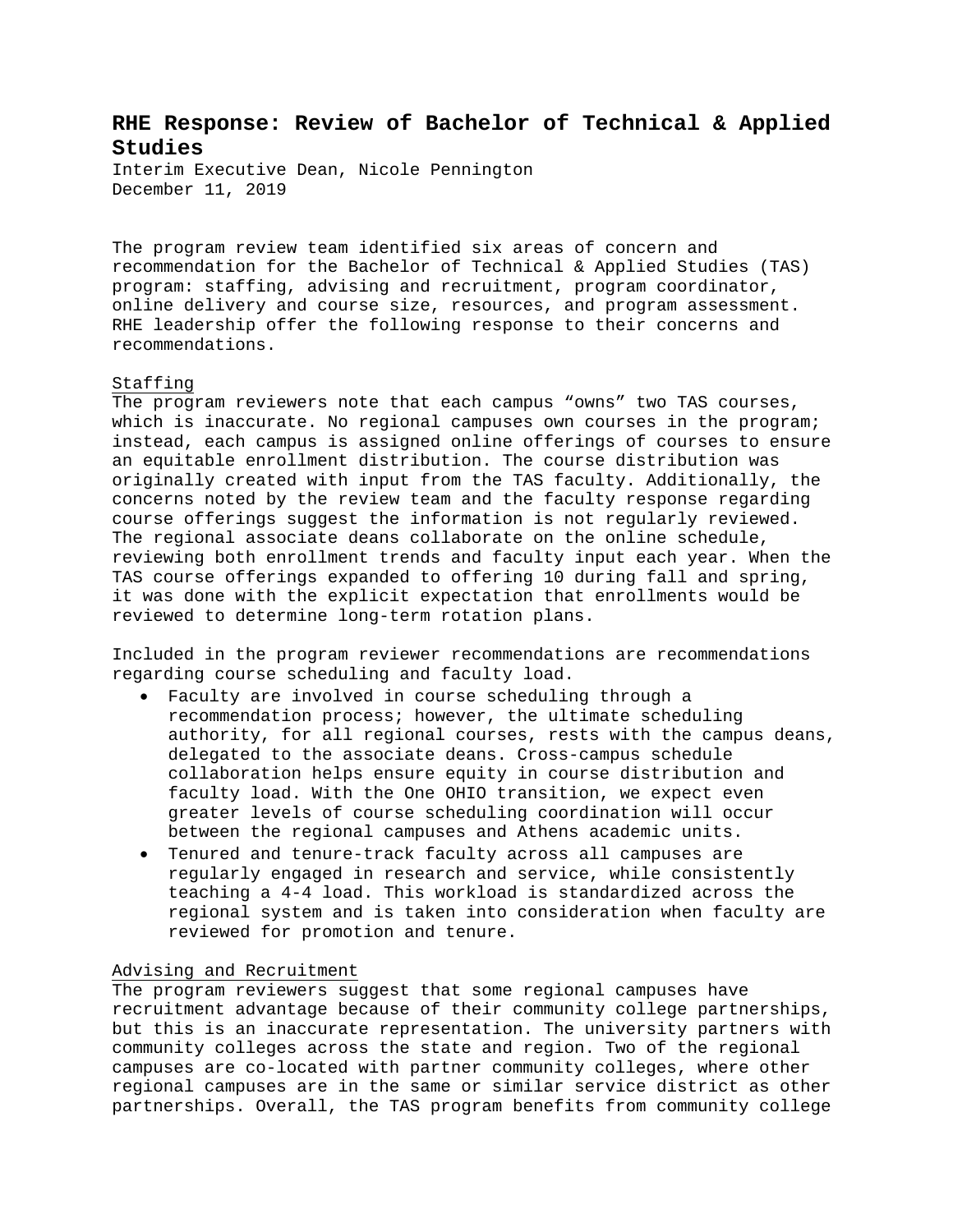# RHE Response: Review of Bachelor of Technical & Applied Studies

Interim Executive Dean, Nicole Pennington
December 11, 2019

The program review team identified six areas of concern and recommendation for the Bachelor of Technical & Applied Studies (TAS) program: staffing, advising and recruitment, program coordinator, online delivery and course size, resources, and program assessment. RHE leadership offer the following response to their concerns and recommendations.

<u>Staffing</u>

The program reviewers note that each campus "owns" two TAS courses, which is inaccurate. No regional campuses own courses in the program; instead, each campus is assigned online offerings of courses to ensure an equitable enrollment distribution. The course distribution was originally created with input from the TAS faculty. Additionally, the concerns noted by the review team and the faculty response regarding course offerings suggest the information is not regularly reviewed. The regional associate deans collaborate on the online schedule, reviewing both enrollment trends and faculty input each year. When the TAS course offerings expanded to offering 10 during fall and spring, it was done with the explicit expectation that enrollments would be reviewed to determine long-term rotation plans.

Included in the program reviewer recommendations are recommendations regarding course scheduling and faculty load.

- Faculty are involved in course scheduling through a recommendation process; however, the ultimate scheduling authority, for all regional courses, rests with the campus deans, delegated to the associate deans. Cross-campus schedule collaboration helps ensure equity in course distribution and faculty load. With the One OHIO transition, we expect even greater levels of course scheduling coordination will occur between the regional campuses and Athens academic units.
- Tenured and tenure-track faculty across all campuses are regularly engaged in research and service, while consistently teaching a 4-4 load. This workload is standardized across the regional system and is taken into consideration when faculty are reviewed for promotion and tenure.

<u>Advising and Recruitment</u>

The program reviewers suggest that some regional campuses have recruitment advantage because of their community college partnerships, but this is an inaccurate representation. The university partners with community colleges across the state and region. Two of the regional campuses are co-located with partner community colleges, where other regional campuses are in the same or similar service district as other partnerships. Overall, the TAS program benefits from community college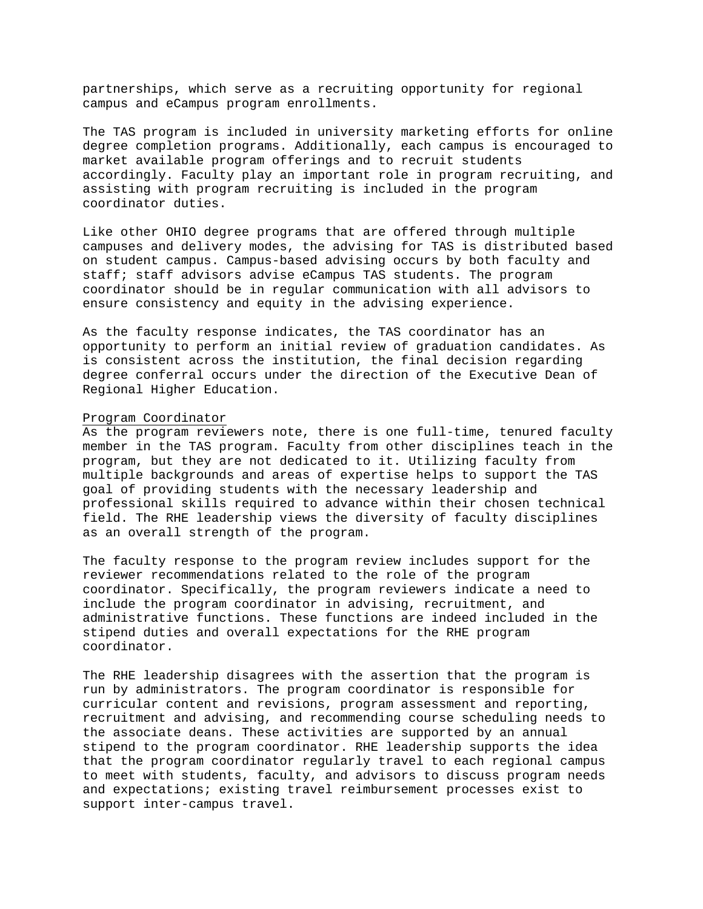partnerships, which serve as a recruiting opportunity for regional campus and eCampus program enrollments.

The TAS program is included in university marketing efforts for online degree completion programs. Additionally, each campus is encouraged to market available program offerings and to recruit students accordingly. Faculty play an important role in program recruiting, and assisting with program recruiting is included in the program coordinator duties.

Like other OHIO degree programs that are offered through multiple campuses and delivery modes, the advising for TAS is distributed based on student campus. Campus-based advising occurs by both faculty and staff; staff advisors advise eCampus TAS students. The program coordinator should be in regular communication with all advisors to ensure consistency and equity in the advising experience.

As the faculty response indicates, the TAS coordinator has an opportunity to perform an initial review of graduation candidates. As is consistent across the institution, the final decision regarding degree conferral occurs under the direction of the Executive Dean of Regional Higher Education.

<u>Program Coordinator</u>

As the program reviewers note, there is one full-time, tenured faculty member in the TAS program. Faculty from other disciplines teach in the program, but they are not dedicated to it. Utilizing faculty from multiple backgrounds and areas of expertise helps to support the TAS goal of providing students with the necessary leadership and professional skills required to advance within their chosen technical field. The RHE leadership views the diversity of faculty disciplines as an overall strength of the program.

The faculty response to the program review includes support for the reviewer recommendations related to the role of the program coordinator. Specifically, the program reviewers indicate a need to include the program coordinator in advising, recruitment, and administrative functions. These functions are indeed included in the stipend duties and overall expectations for the RHE program coordinator.

The RHE leadership disagrees with the assertion that the program is run by administrators. The program coordinator is responsible for curricular content and revisions, program assessment and reporting, recruitment and advising, and recommending course scheduling needs to the associate deans. These activities are supported by an annual stipend to the program coordinator. RHE leadership supports the idea that the program coordinator regularly travel to each regional campus to meet with students, faculty, and advisors to discuss program needs and expectations; existing travel reimbursement processes exist to support inter-campus travel.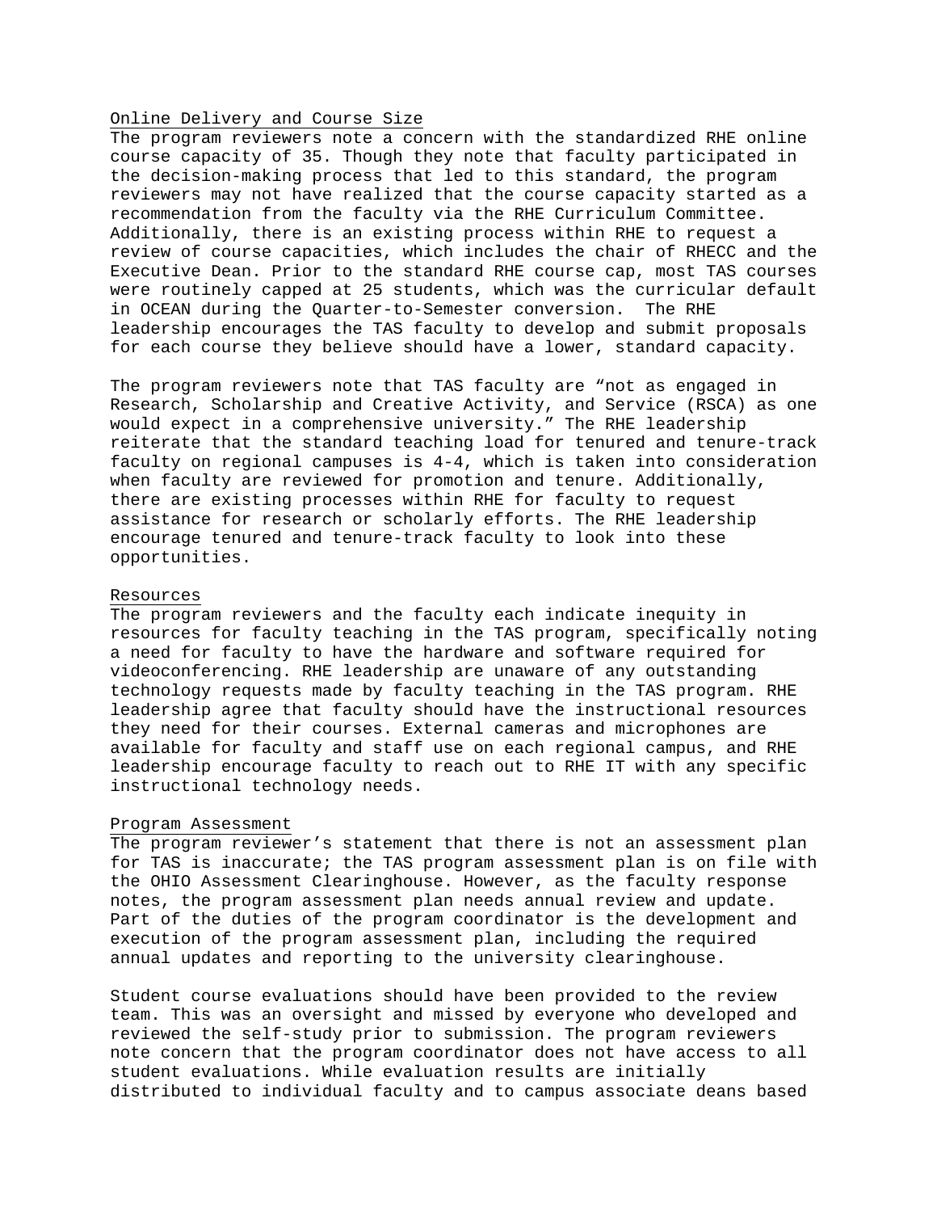## Online Delivery and Course Size

The program reviewers note a concern with the standardized RHE online course capacity of 35. Though they note that faculty participated in the decision-making process that led to this standard, the program reviewers may not have realized that the course capacity started as a recommendation from the faculty via the RHE Curriculum Committee. Additionally, there is an existing process within RHE to request a review of course capacities, which includes the chair of RHECC and the Executive Dean. Prior to the standard RHE course cap, most TAS courses were routinely capped at 25 students, which was the curricular default in OCEAN during the Quarter-to-Semester conversion. The RHE leadership encourages the TAS faculty to develop and submit proposals for each course they believe should have a lower, standard capacity.

The program reviewers note that TAS faculty are "not as engaged in Research, Scholarship and Creative Activity, and Service (RSCA) as one would expect in a comprehensive university." The RHE leadership reiterate that the standard teaching load for tenured and tenure-track faculty on regional campuses is 4-4, which is taken into consideration when faculty are reviewed for promotion and tenure. Additionally, there are existing processes within RHE for faculty to request assistance for research or scholarly efforts. The RHE leadership encourage tenured and tenure-track faculty to look into these opportunities.

## Resources

The program reviewers and the faculty each indicate inequity in resources for faculty teaching in the TAS program, specifically noting a need for faculty to have the hardware and software required for videoconferencing. RHE leadership are unaware of any outstanding technology requests made by faculty teaching in the TAS program. RHE leadership agree that faculty should have the instructional resources they need for their courses. External cameras and microphones are available for faculty and staff use on each regional campus, and RHE leadership encourage faculty to reach out to RHE IT with any specific instructional technology needs.

## Program Assessment

The program reviewer's statement that there is not an assessment plan for TAS is inaccurate; the TAS program assessment plan is on file with the OHIO Assessment Clearinghouse. However, as the faculty response notes, the program assessment plan needs annual review and update. Part of the duties of the program coordinator is the development and execution of the program assessment plan, including the required annual updates and reporting to the university clearinghouse.

Student course evaluations should have been provided to the review team. This was an oversight and missed by everyone who developed and reviewed the self-study prior to submission. The program reviewers note concern that the program coordinator does not have access to all student evaluations. While evaluation results are initially distributed to individual faculty and to campus associate deans based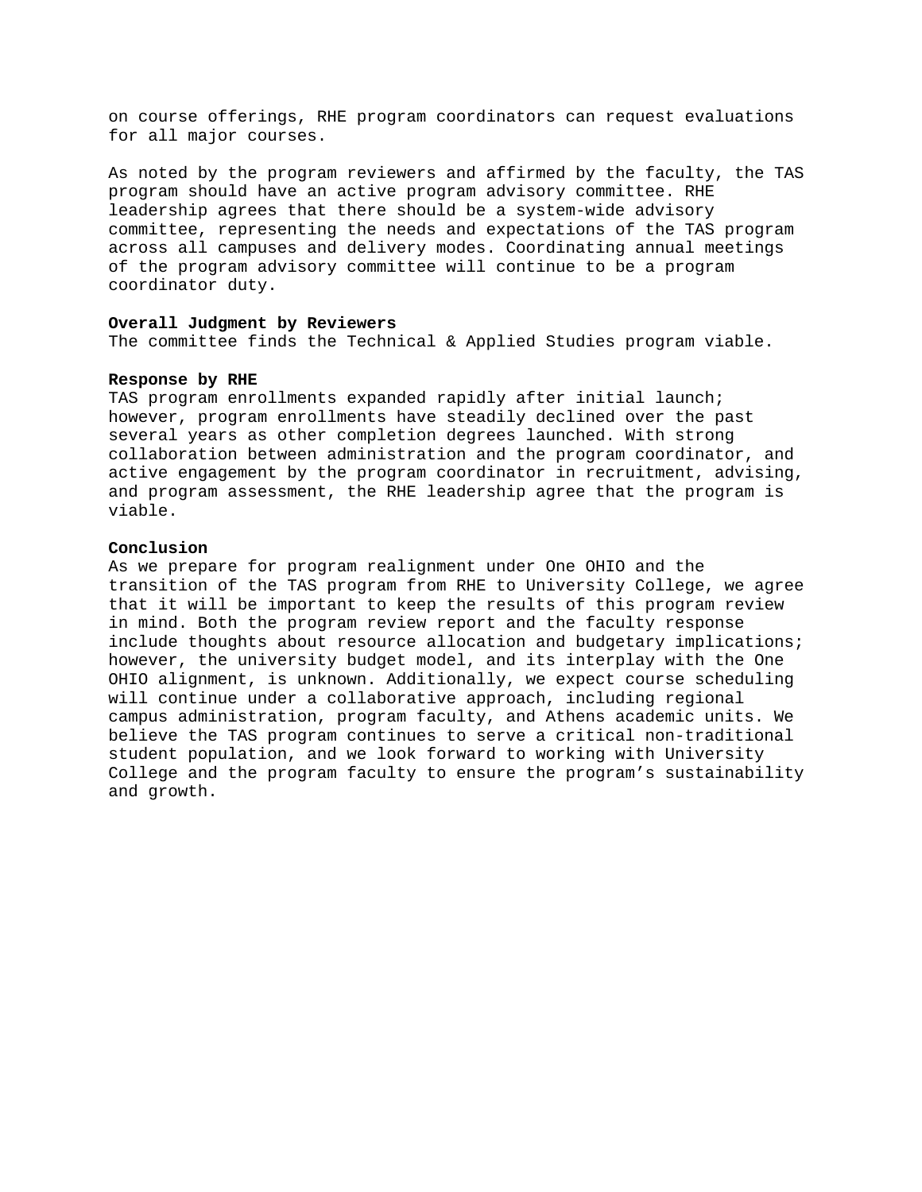on course offerings, RHE program coordinators can request evaluations for all major courses.

As noted by the program reviewers and affirmed by the faculty, the TAS program should have an active program advisory committee. RHE leadership agrees that there should be a system-wide advisory committee, representing the needs and expectations of the TAS program across all campuses and delivery modes. Coordinating annual meetings of the program advisory committee will continue to be a program coordinator duty.

**Overall Judgment by Reviewers**

The committee finds the Technical & Applied Studies program viable.

**Response by RHE**

TAS program enrollments expanded rapidly after initial launch; however, program enrollments have steadily declined over the past several years as other completion degrees launched. With strong collaboration between administration and the program coordinator, and active engagement by the program coordinator in recruitment, advising, and program assessment, the RHE leadership agree that the program is viable.

**Conclusion**

As we prepare for program realignment under One OHIO and the transition of the TAS program from RHE to University College, we agree that it will be important to keep the results of this program review in mind. Both the program review report and the faculty response include thoughts about resource allocation and budgetary implications; however, the university budget model, and its interplay with the One OHIO alignment, is unknown. Additionally, we expect course scheduling will continue under a collaborative approach, including regional campus administration, program faculty, and Athens academic units. We believe the TAS program continues to serve a critical non-traditional student population, and we look forward to working with University College and the program faculty to ensure the program's sustainability and growth.